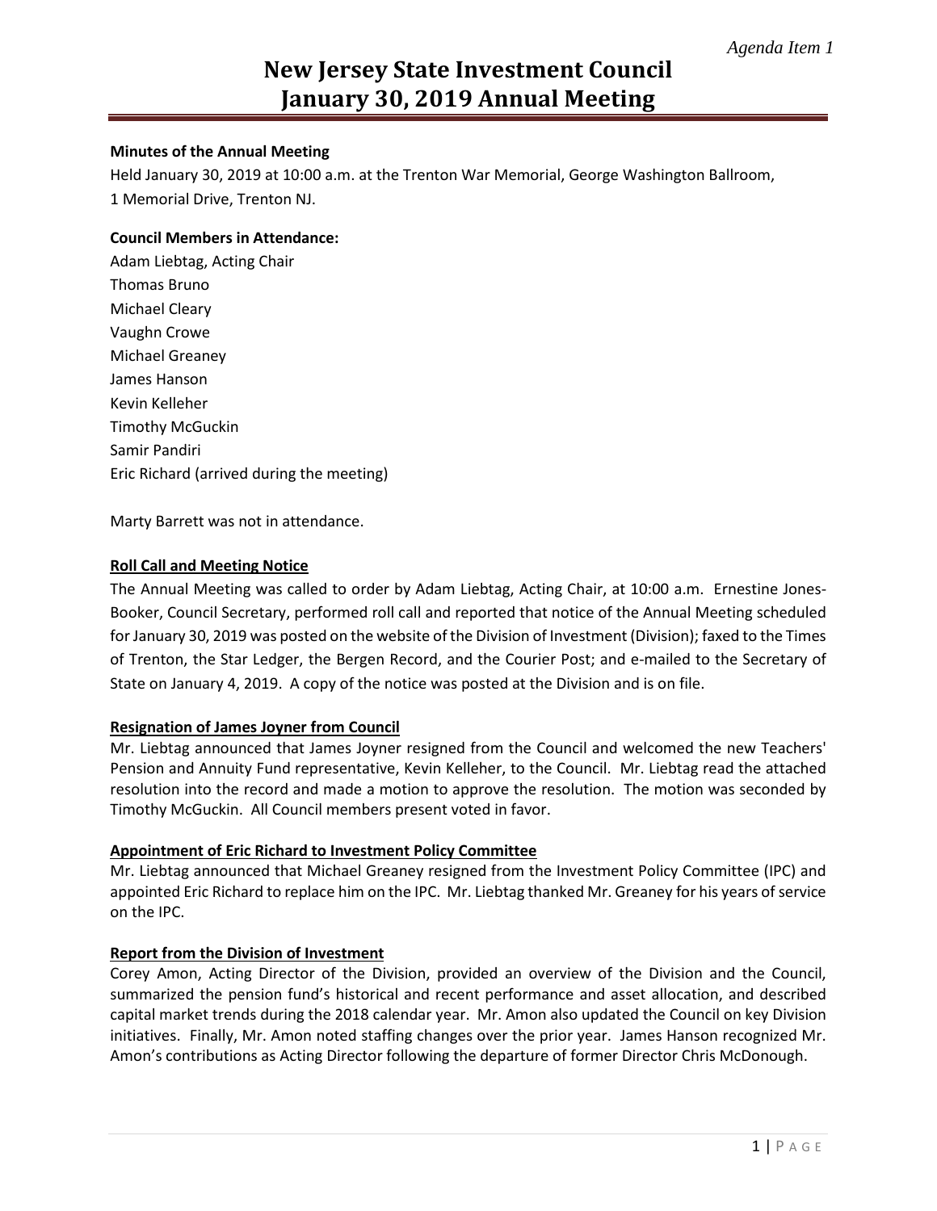*Agenda Item 1*

# New Jersey State Investment Council
# January 30, 2019 Annual Meeting

**Minutes of the Annual Meeting**

Held January 30, 2019 at 10:00 a.m. at the Trenton War Memorial, George Washington Ballroom, 1 Memorial Drive, Trenton NJ.

**Council Members in Attendance:**

Adam Liebtag, Acting Chair
Thomas Bruno
Michael Cleary
Vaughn Crowe
Michael Greaney
James Hanson
Kevin Kelleher
Timothy McGuckin
Samir Pandiri
Eric Richard (arrived during the meeting)

Marty Barrett was not in attendance.

**Roll Call and Meeting Notice**

The Annual Meeting was called to order by Adam Liebtag, Acting Chair, at 10:00 a.m. Ernestine Jones-Booker, Council Secretary, performed roll call and reported that notice of the Annual Meeting scheduled for January 30, 2019 was posted on the website of the Division of Investment (Division); faxed to the Times of Trenton, the Star Ledger, the Bergen Record, and the Courier Post; and e-mailed to the Secretary of State on January 4, 2019. A copy of the notice was posted at the Division and is on file.

**Resignation of James Joyner from Council**

Mr. Liebtag announced that James Joyner resigned from the Council and welcomed the new Teachers' Pension and Annuity Fund representative, Kevin Kelleher, to the Council. Mr. Liebtag read the attached resolution into the record and made a motion to approve the resolution. The motion was seconded by Timothy McGuckin. All Council members present voted in favor.

**Appointment of Eric Richard to Investment Policy Committee**

Mr. Liebtag announced that Michael Greaney resigned from the Investment Policy Committee (IPC) and appointed Eric Richard to replace him on the IPC. Mr. Liebtag thanked Mr. Greaney for his years of service on the IPC.

**Report from the Division of Investment**

Corey Amon, Acting Director of the Division, provided an overview of the Division and the Council, summarized the pension fund's historical and recent performance and asset allocation, and described capital market trends during the 2018 calendar year. Mr. Amon also updated the Council on key Division initiatives. Finally, Mr. Amon noted staffing changes over the prior year. James Hanson recognized Mr. Amon's contributions as Acting Director following the departure of former Director Chris McDonough.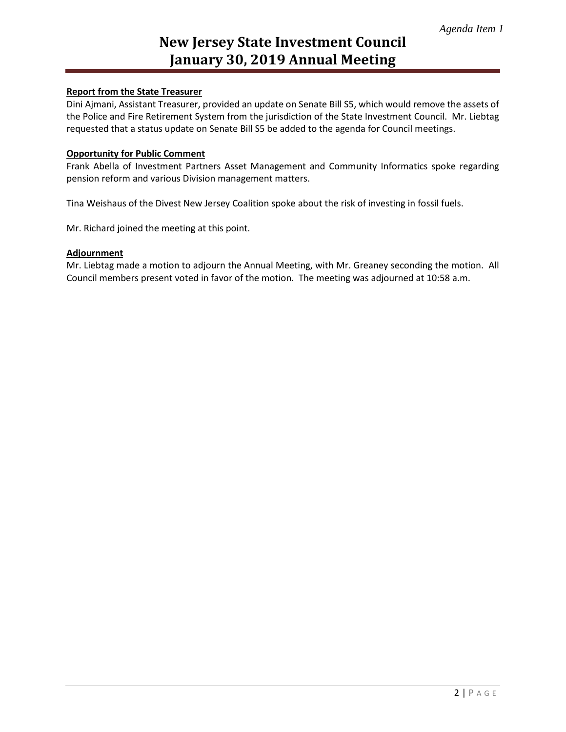**Report from the State Treasurer**

Dini Ajmani, Assistant Treasurer, provided an update on Senate Bill S5, which would remove the assets of the Police and Fire Retirement System from the jurisdiction of the State Investment Council. Mr. Liebtag requested that a status update on Senate Bill S5 be added to the agenda for Council meetings.

**Opportunity for Public Comment**

Frank Abella of Investment Partners Asset Management and Community Informatics spoke regarding pension reform and various Division management matters.

Tina Weishaus of the Divest New Jersey Coalition spoke about the risk of investing in fossil fuels.

Mr. Richard joined the meeting at this point.

**Adjournment**

Mr. Liebtag made a motion to adjourn the Annual Meeting, with Mr. Greaney seconding the motion. All Council members present voted in favor of the motion. The meeting was adjourned at 10:58 a.m.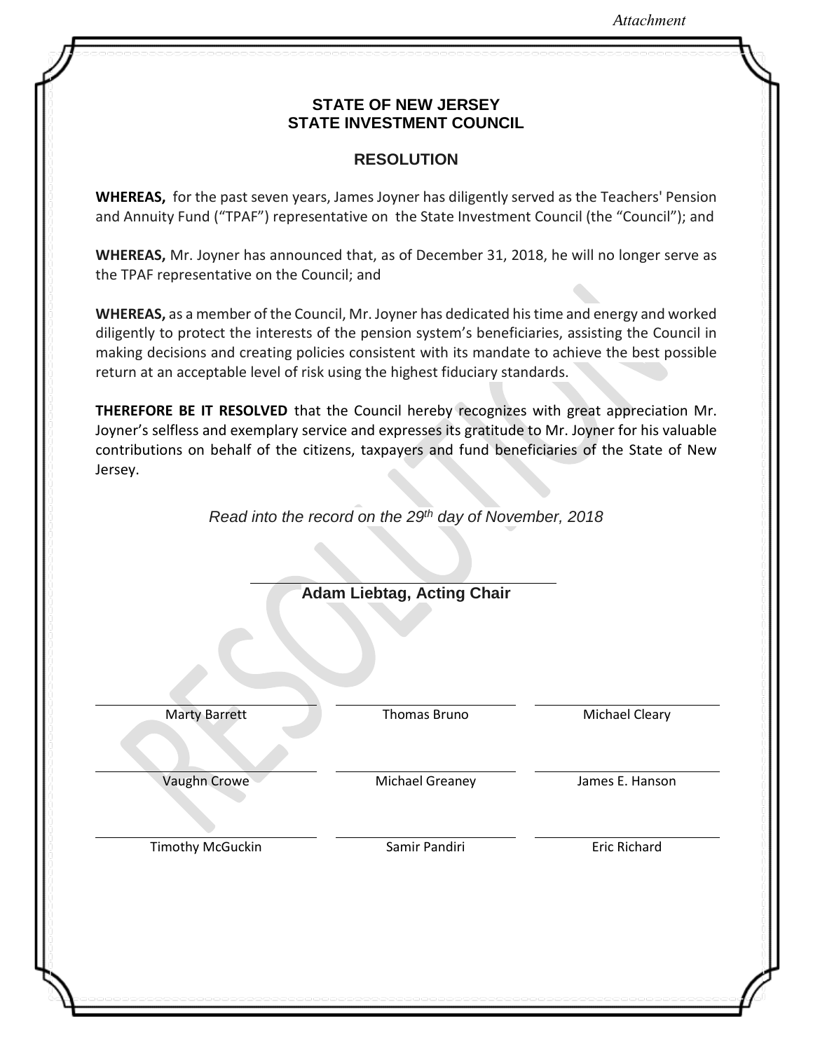*Attachment*

**STATE OF NEW JERSEY**
**STATE INVESTMENT COUNCIL**

## RESOLUTION

**WHEREAS,** for the past seven years, James Joyner has diligently served as the Teachers' Pension and Annuity Fund ("TPAF") representative on the State Investment Council (the "Council"); and

**WHEREAS,** Mr. Joyner has announced that, as of December 31, 2018, he will no longer serve as the TPAF representative on the Council; and

**WHEREAS,** as a member of the Council, Mr. Joyner has dedicated his time and energy and worked diligently to protect the interests of the pension system's beneficiaries, assisting the Council in making decisions and creating policies consistent with its mandate to achieve the best possible return at an acceptable level of risk using the highest fiduciary standards.

**THEREFORE BE IT RESOLVED** that the Council hereby recognizes with great appreciation Mr. Joyner's selfless and exemplary service and expresses its gratitude to Mr. Joyner for his valuable contributions on behalf of the citizens, taxpayers and fund beneficiaries of the State of New Jersey.

*Read into the record on the 29th day of November, 2018*

\_\_\_\_\_\_\_\_\_\_\_\_\_\_\_\_\_\_\_\_\_\_\_\_\_\_\_\_\_\_\_\_\_\_
**Adam Liebtag, Acting Chair**

| | | |
|---|---|---|
| Marty Barrett | Thomas Bruno | Michael Cleary |
| Vaughn Crowe | Michael Greaney | James E. Hanson |
| Timothy McGuckin | Samir Pandiri | Eric Richard |